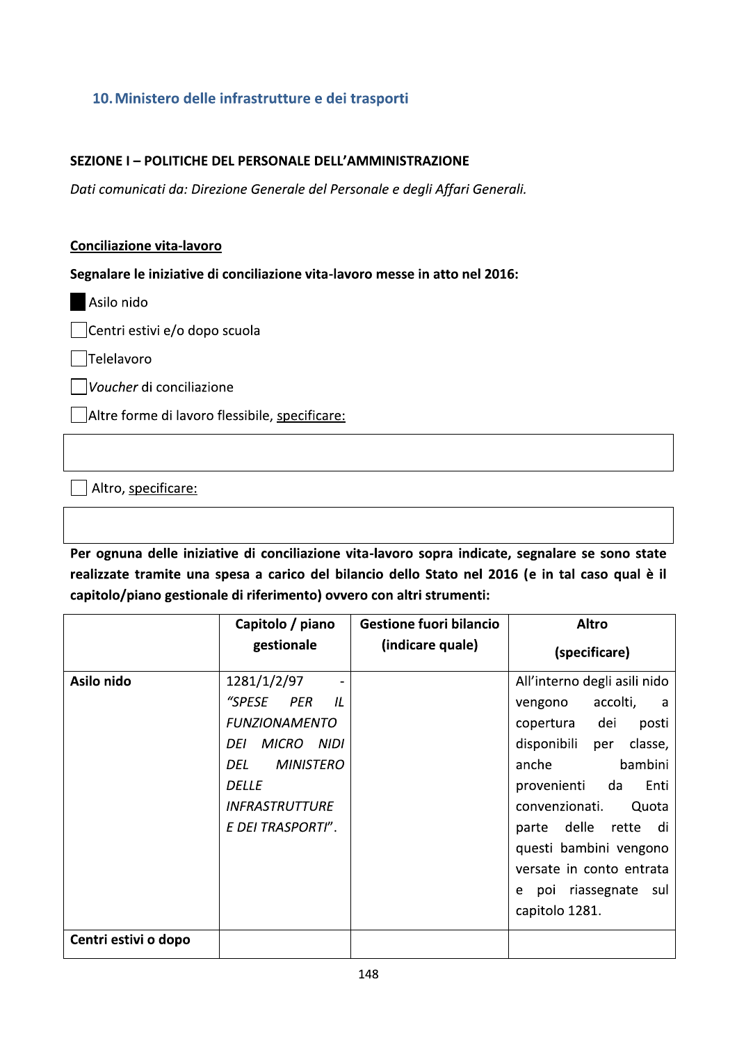## 10. Ministero delle infrastrutture e dei trasporti

**SEZIONE I – POLITICHE DEL PERSONALE DELL'AMMINISTRAZIONE**

*Dati comunicati da: Direzione Generale del Personale e degli Affari Generali.*

**<u>Conciliazione vita-lavoro</u>**

**Segnalare le iniziative di conciliazione vita-lavoro messe in atto nel 2016:**

- [x] Asilo nido
- [ ] Centri estivi e/o dopo scuola
- [ ] Telelavoro
- [ ] *Voucher* di conciliazione
- [ ] Altre forme di lavoro flessibile, <u>specificare:</u>

- [ ] Altro, <u>specificare:</u>

**Per ognuna delle iniziative di conciliazione vita-lavoro sopra indicate, segnalare se sono state realizzate tramite una spesa a carico del bilancio dello Stato nel 2016 (e in tal caso qual è il capitolo/piano gestionale di riferimento) ovvero con altri strumenti:**

| | Capitolo / piano gestionale | Gestione fuori bilancio (indicare quale) | Altro (specificare) |
|---|---|---|---|
| **Asilo nido** | 1281/1/2/97 - *"SPESE PER IL FUNZIONAMENTO DEI MICRO NIDI DEL MINISTERO DELLE INFRASTRUTTURE E DEI TRASPORTI"*. | | All'interno degli asili nido vengono accolti, a copertura dei posti disponibili per classe, anche bambini provenienti da Enti convenzionati. Quota parte delle rette di questi bambini vengono versate in conto entrata e poi riassegnate sul capitolo 1281. |
| **Centri estivi o dopo** | | | |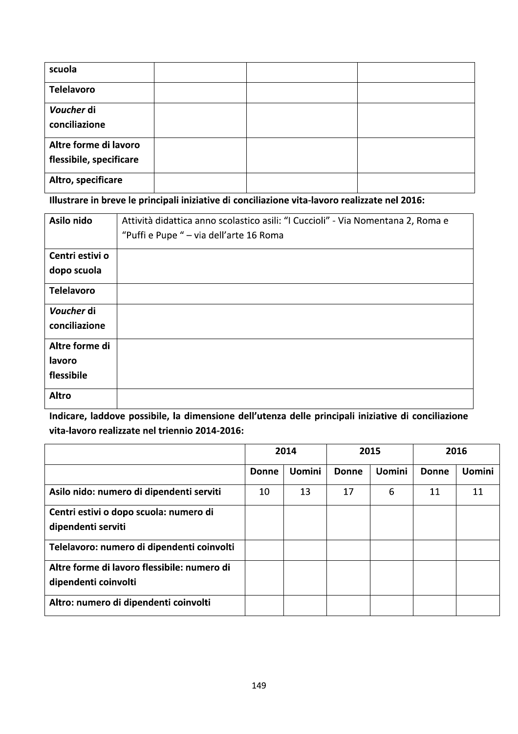| scuola | | | |
|---|---|---|---|
| **Telelavoro** | | | |
| ***Voucher* di conciliazione** | | | |
| **Altre forme di lavoro flessibile, specificare** | | | |
| **Altro, specificare** | | | |

**Illustrare in breve le principali iniziative di conciliazione vita-lavoro realizzate nel 2016:**

| **Asilo nido** | Attività didattica anno scolastico asili: "I Cuccioli" - Via Nomentana 2, Roma e "Puffi e Pupe " – via dell'arte 16 Roma |
|---|---|
| **Centri estivi o dopo scuola** | |
| **Telelavoro** | |
| ***Voucher* di conciliazione** | |
| **Altre forme di lavoro flessibile** | |
| **Altro** | |

**Indicare, laddove possibile, la dimensione dell'utenza delle principali iniziative di conciliazione vita-lavoro realizzate nel triennio 2014-2016:**

| | **2014** | | **2015** | | **2016** | |
|---|---|---|---|---|---|---|
| | **Donne** | **Uomini** | **Donne** | **Uomini** | **Donne** | **Uomini** |
| **Asilo nido: numero di dipendenti serviti** | 10 | 13 | 17 | 6 | 11 | 11 |
| **Centri estivi o dopo scuola: numero di dipendenti serviti** | | | | | | |
| **Telelavoro: numero di dipendenti coinvolti** | | | | | | |
| **Altre forme di lavoro flessibile: numero di dipendenti coinvolti** | | | | | | |
| **Altro: numero di dipendenti coinvolti** | | | | | | |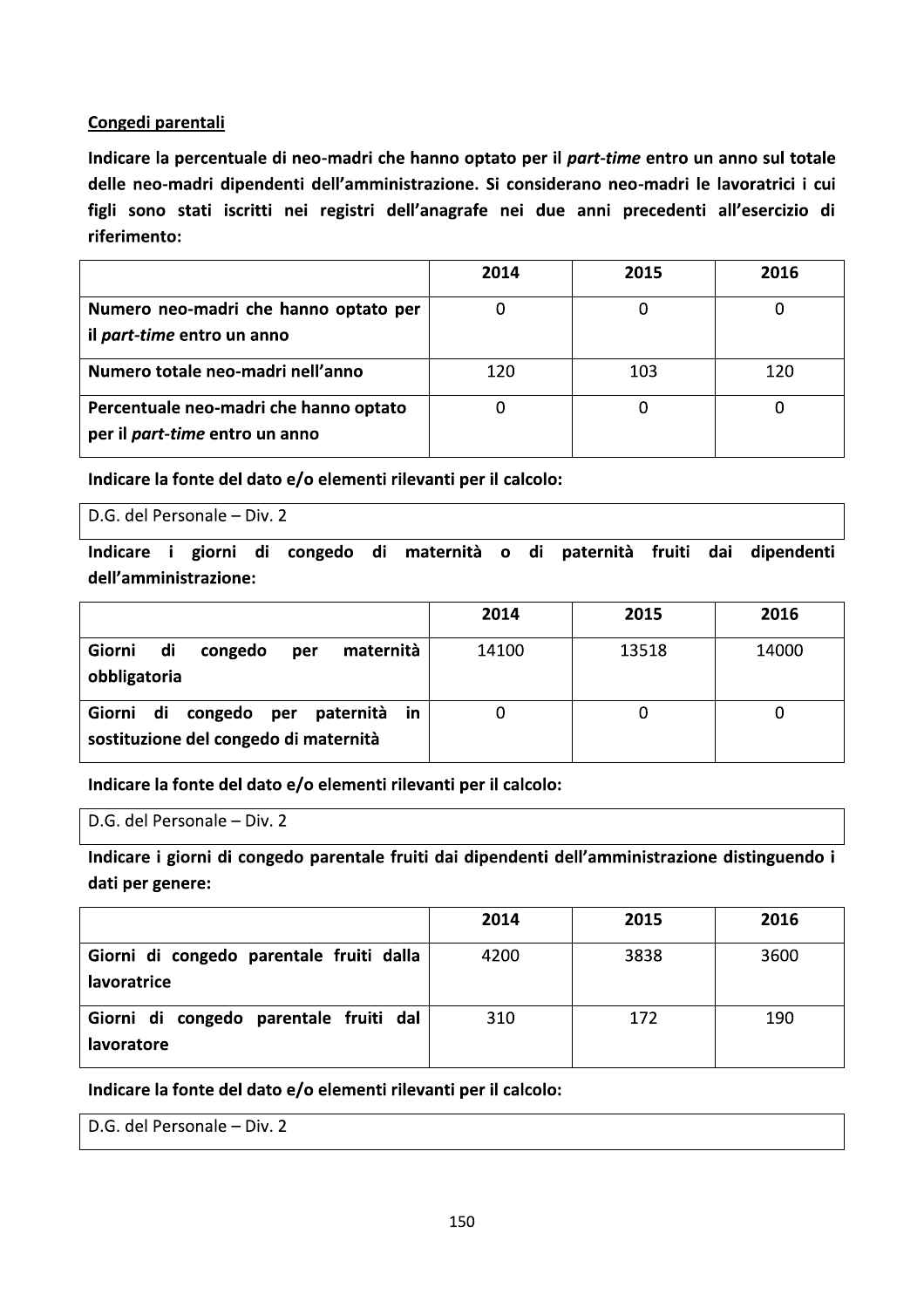**Congedi parentali**

**Indicare la percentuale di neo-madri che hanno optato per il *part-time* entro un anno sul totale delle neo-madri dipendenti dell'amministrazione. Si considerano neo-madri le lavoratrici i cui figli sono stati iscritti nei registri dell'anagrafe nei due anni precedenti all'esercizio di riferimento:**

| | 2014 | 2015 | 2016 |
|---|---|---|---|
| **Numero neo-madri che hanno optato per il *part-time* entro un anno** | 0 | 0 | 0 |
| **Numero totale neo-madri nell'anno** | 120 | 103 | 120 |
| **Percentuale neo-madri che hanno optato per il *part-time* entro un anno** | 0 | 0 | 0 |

**Indicare la fonte del dato e/o elementi rilevanti per il calcolo:**

D.G. del Personale – Div. 2

**Indicare i giorni di congedo di maternità o di paternità fruiti dai dipendenti dell'amministrazione:**

| | 2014 | 2015 | 2016 |
|---|---|---|---|
| **Giorni di congedo per maternità obbligatoria** | 14100 | 13518 | 14000 |
| **Giorni di congedo per paternità in sostituzione del congedo di maternità** | 0 | 0 | 0 |

**Indicare la fonte del dato e/o elementi rilevanti per il calcolo:**

D.G. del Personale – Div. 2

**Indicare i giorni di congedo parentale fruiti dai dipendenti dell'amministrazione distinguendo i dati per genere:**

| | 2014 | 2015 | 2016 |
|---|---|---|---|
| **Giorni di congedo parentale fruiti dalla lavoratrice** | 4200 | 3838 | 3600 |
| **Giorni di congedo parentale fruiti dal lavoratore** | 310 | 172 | 190 |

**Indicare la fonte del dato e/o elementi rilevanti per il calcolo:**

D.G. del Personale – Div. 2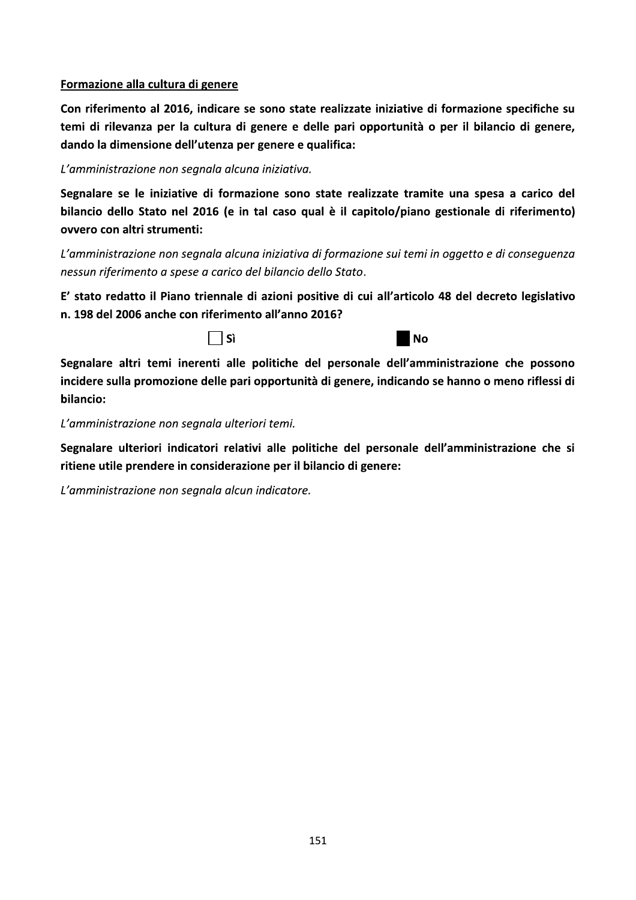<u>Formazione alla cultura di genere</u>

**Con riferimento al 2016, indicare se sono state realizzate iniziative di formazione specifiche su temi di rilevanza per la cultura di genere e delle pari opportunità o per il bilancio di genere, dando la dimensione dell'utenza per genere e qualifica:**

*L'amministrazione non segnala alcuna iniziativa.*

**Segnalare se le iniziative di formazione sono state realizzate tramite una spesa a carico del bilancio dello Stato nel 2016 (e in tal caso qual è il capitolo/piano gestionale di riferimento) ovvero con altri strumenti:**

*L'amministrazione non segnala alcuna iniziativa di formazione sui temi in oggetto e di conseguenza nessun riferimento a spese a carico del bilancio dello Stato.*

**E' stato redatto il Piano triennale di azioni positive di cui all'articolo 48 del decreto legislativo n. 198 del 2006 anche con riferimento all'anno 2016?**

☐ **Sì** ■ **No**

**Segnalare altri temi inerenti alle politiche del personale dell'amministrazione che possono incidere sulla promozione delle pari opportunità di genere, indicando se hanno o meno riflessi di bilancio:**

*L'amministrazione non segnala ulteriori temi.*

**Segnalare ulteriori indicatori relativi alle politiche del personale dell'amministrazione che si ritiene utile prendere in considerazione per il bilancio di genere:**

*L'amministrazione non segnala alcun indicatore.*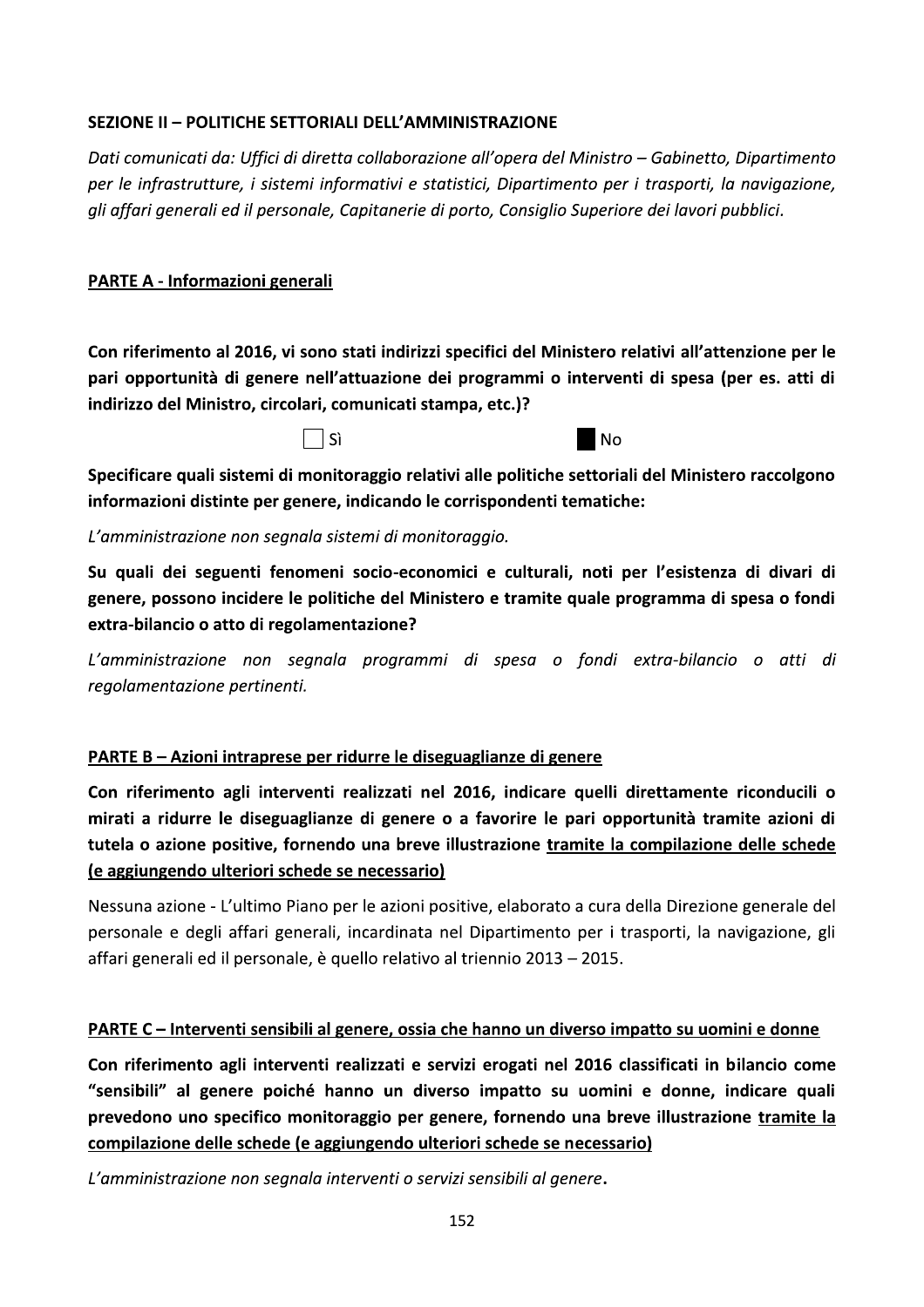**SEZIONE II – POLITICHE SETTORIALI DELL'AMMINISTRAZIONE**

*Dati comunicati da: Uffici di diretta collaborazione all'opera del Ministro – Gabinetto, Dipartimento per le infrastrutture, i sistemi informativi e statistici, Dipartimento per i trasporti, la navigazione, gli affari generali ed il personale, Capitanerie di porto, Consiglio Superiore dei lavori pubblici.*

**PARTE A - Informazioni generali**

**Con riferimento al 2016, vi sono stati indirizzi specifici del Ministero relativi all'attenzione per le pari opportunità di genere nell'attuazione dei programmi o interventi di spesa (per es. atti di indirizzo del Ministro, circolari, comunicati stampa, etc.)?**

☐ Sì ■ No

**Specificare quali sistemi di monitoraggio relativi alle politiche settoriali del Ministero raccolgono informazioni distinte per genere, indicando le corrispondenti tematiche:**

*L'amministrazione non segnala sistemi di monitoraggio.*

**Su quali dei seguenti fenomeni socio-economici e culturali, noti per l'esistenza di divari di genere, possono incidere le politiche del Ministero e tramite quale programma di spesa o fondi extra-bilancio o atto di regolamentazione?**

*L'amministrazione non segnala programmi di spesa o fondi extra-bilancio o atti di regolamentazione pertinenti.*

**PARTE B – Azioni intraprese per ridurre le diseguaglianze di genere**

**Con riferimento agli interventi realizzati nel 2016, indicare quelli direttamente riconducili o mirati a ridurre le diseguaglianze di genere o a favorire le pari opportunità tramite azioni di tutela o azione positive, fornendo una breve illustrazione tramite la compilazione delle schede (e aggiungendo ulteriori schede se necessario)**

Nessuna azione - L'ultimo Piano per le azioni positive, elaborato a cura della Direzione generale del personale e degli affari generali, incardinata nel Dipartimento per i trasporti, la navigazione, gli affari generali ed il personale, è quello relativo al triennio 2013 – 2015.

**PARTE C – Interventi sensibili al genere, ossia che hanno un diverso impatto su uomini e donne**

**Con riferimento agli interventi realizzati e servizi erogati nel 2016 classificati in bilancio come "sensibili" al genere poiché hanno un diverso impatto su uomini e donne, indicare quali prevedono uno specifico monitoraggio per genere, fornendo una breve illustrazione tramite la compilazione delle schede (e aggiungendo ulteriori schede se necessario)**

*L'amministrazione non segnala interventi o servizi sensibili al genere.*